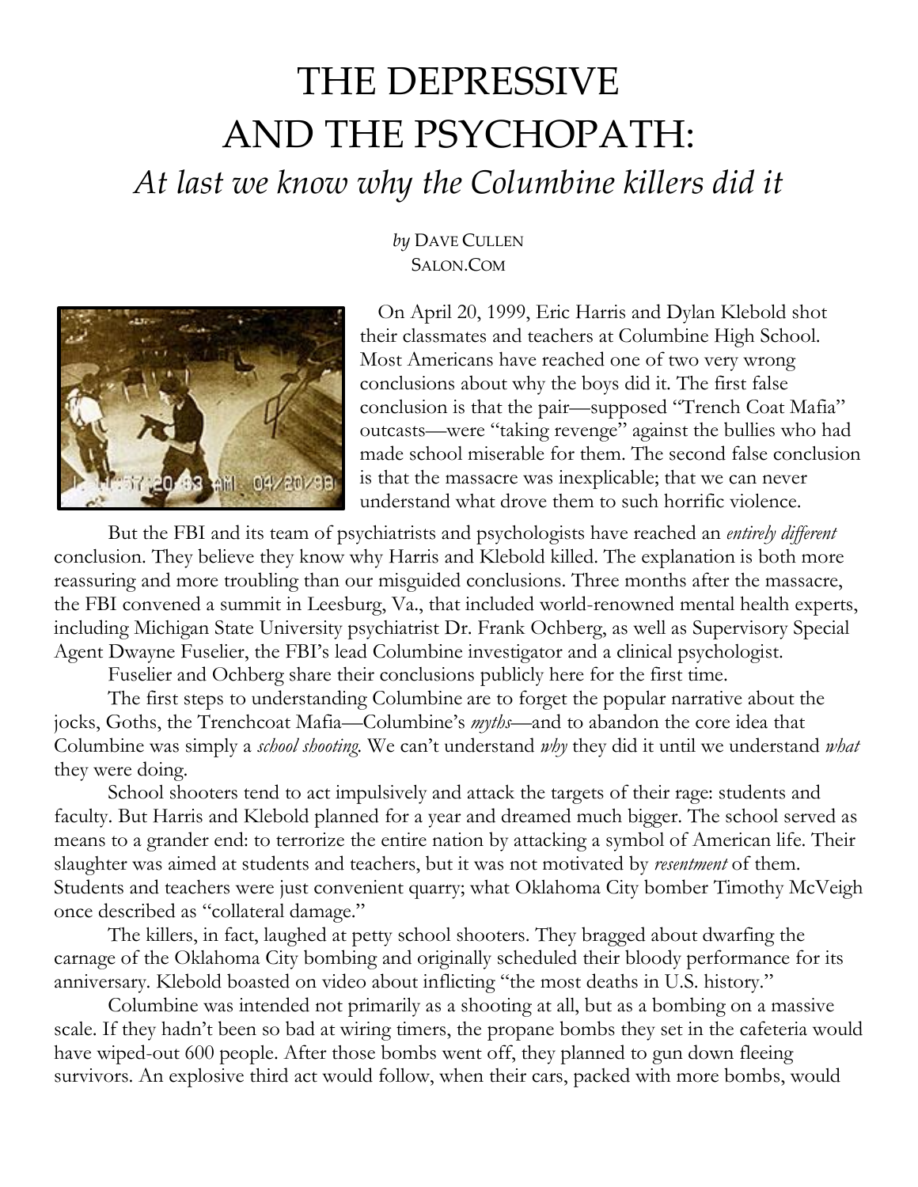# THE DEPRESSIVE AND THE PSYCHOPATH:

## *At last we know why the Columbine killers did it*

*by* DAVE CULLEN
SALON.COM

On April 20, 1999, Eric Harris and Dylan Klebold shot their classmates and teachers at Columbine High School. Most Americans have reached one of two very wrong conclusions about why the boys did it. The first false conclusion is that the pair—supposed "Trench Coat Mafia" outcasts—were "taking revenge" against the bullies who had made school miserable for them. The second false conclusion is that the massacre was inexplicable; that we can never understand what drove them to such horrific violence.

But the FBI and its team of psychiatrists and psychologists have reached an *entirely different* conclusion. They believe they know why Harris and Klebold killed. The explanation is both more reassuring and more troubling than our misguided conclusions. Three months after the massacre, the FBI convened a summit in Leesburg, Va., that included world-renowned mental health experts, including Michigan State University psychiatrist Dr. Frank Ochberg, as well as Supervisory Special Agent Dwayne Fuselier, the FBI's lead Columbine investigator and a clinical psychologist.

Fuselier and Ochberg share their conclusions publicly here for the first time.

The first steps to understanding Columbine are to forget the popular narrative about the jocks, Goths, the Trenchcoat Mafia—Columbine's *myths*—and to abandon the core idea that Columbine was simply a *school shooting*. We can't understand *why* they did it until we understand *what* they were doing.

School shooters tend to act impulsively and attack the targets of their rage: students and faculty. But Harris and Klebold planned for a year and dreamed much bigger. The school served as means to a grander end: to terrorize the entire nation by attacking a symbol of American life. Their slaughter was aimed at students and teachers, but it was not motivated by *resentment* of them. Students and teachers were just convenient quarry; what Oklahoma City bomber Timothy McVeigh once described as "collateral damage."

The killers, in fact, laughed at petty school shooters. They bragged about dwarfing the carnage of the Oklahoma City bombing and originally scheduled their bloody performance for its anniversary. Klebold boasted on video about inflicting "the most deaths in U.S. history."

Columbine was intended not primarily as a shooting at all, but as a bombing on a massive scale. If they hadn't been so bad at wiring timers, the propane bombs they set in the cafeteria would have wiped-out 600 people. After those bombs went off, they planned to gun down fleeing survivors. An explosive third act would follow, when their cars, packed with more bombs, would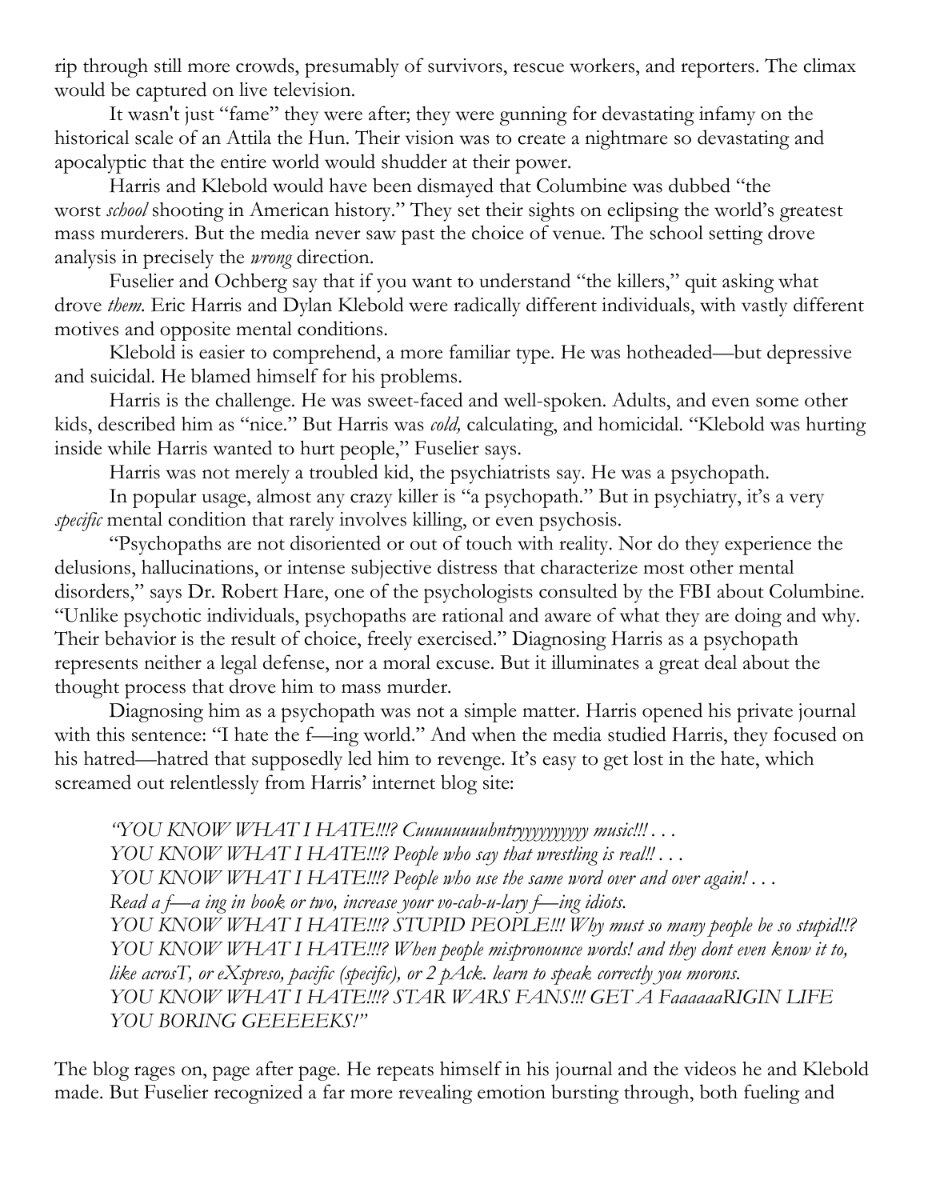rip through still more crowds, presumably of survivors, rescue workers, and reporters. The climax would be captured on live television.

It wasn't just "fame" they were after; they were gunning for devastating infamy on the historical scale of an Attila the Hun. Their vision was to create a nightmare so devastating and apocalyptic that the entire world would shudder at their power.

Harris and Klebold would have been dismayed that Columbine was dubbed "the worst *school* shooting in American history." They set their sights on eclipsing the world's greatest mass murderers. But the media never saw past the choice of venue. The school setting drove analysis in precisely the *wrong* direction.

Fuselier and Ochberg say that if you want to understand "the killers," quit asking what drove *them*. Eric Harris and Dylan Klebold were radically different individuals, with vastly different motives and opposite mental conditions.

Klebold is easier to comprehend, a more familiar type. He was hotheaded—but depressive and suicidal. He blamed himself for his problems.

Harris is the challenge. He was sweet-faced and well-spoken. Adults, and even some other kids, described him as "nice." But Harris was *cold,* calculating, and homicidal. "Klebold was hurting inside while Harris wanted to hurt people," Fuselier says.

Harris was not merely a troubled kid, the psychiatrists say. He was a psychopath.

In popular usage, almost any crazy killer is "a psychopath." But in psychiatry, it's a very *specific* mental condition that rarely involves killing, or even psychosis.

"Psychopaths are not disoriented or out of touch with reality. Nor do they experience the delusions, hallucinations, or intense subjective distress that characterize most other mental disorders," says Dr. Robert Hare, one of the psychologists consulted by the FBI about Columbine. "Unlike psychotic individuals, psychopaths are rational and aware of what they are doing and why. Their behavior is the result of choice, freely exercised." Diagnosing Harris as a psychopath represents neither a legal defense, nor a moral excuse. But it illuminates a great deal about the thought process that drove him to mass murder.

Diagnosing him as a psychopath was not a simple matter. Harris opened his private journal with this sentence: "I hate the f—ing world." And when the media studied Harris, they focused on his hatred—hatred that supposedly led him to revenge. It's easy to get lost in the hate, which screamed out relentlessly from Harris' internet blog site:

> *"YOU KNOW WHAT I HATE!!!? Cuuuuuuuuhntryyyyyyyyyy music!!! . . .*
> *YOU KNOW WHAT I HATE!!!? People who say that wrestling is real!! . . .*
> *YOU KNOW WHAT I HATE!!!? People who use the same word over and over again! . . .*
> *Read a f—a ing in book or two, increase your vo-cab-u-lary f—ing idiots.*
> *YOU KNOW WHAT I HATE!!!? STUPID PEOPLE!!! Why must so many people be so stupid!!?*
> *YOU KNOW WHAT I HATE!!!? When people mispronounce words! and they dont even know it to, like acrosT, or eXspreso, pacific (specific), or 2 pAck. learn to speak correctly you morons.*
> *YOU KNOW WHAT I HATE!!!? STAR WARS FANS!!! GET A FaaaaaaRIGIN LIFE YOU BORING GEEEEEKS!"*

The blog rages on, page after page. He repeats himself in his journal and the videos he and Klebold made. But Fuselier recognized a far more revealing emotion bursting through, both fueling and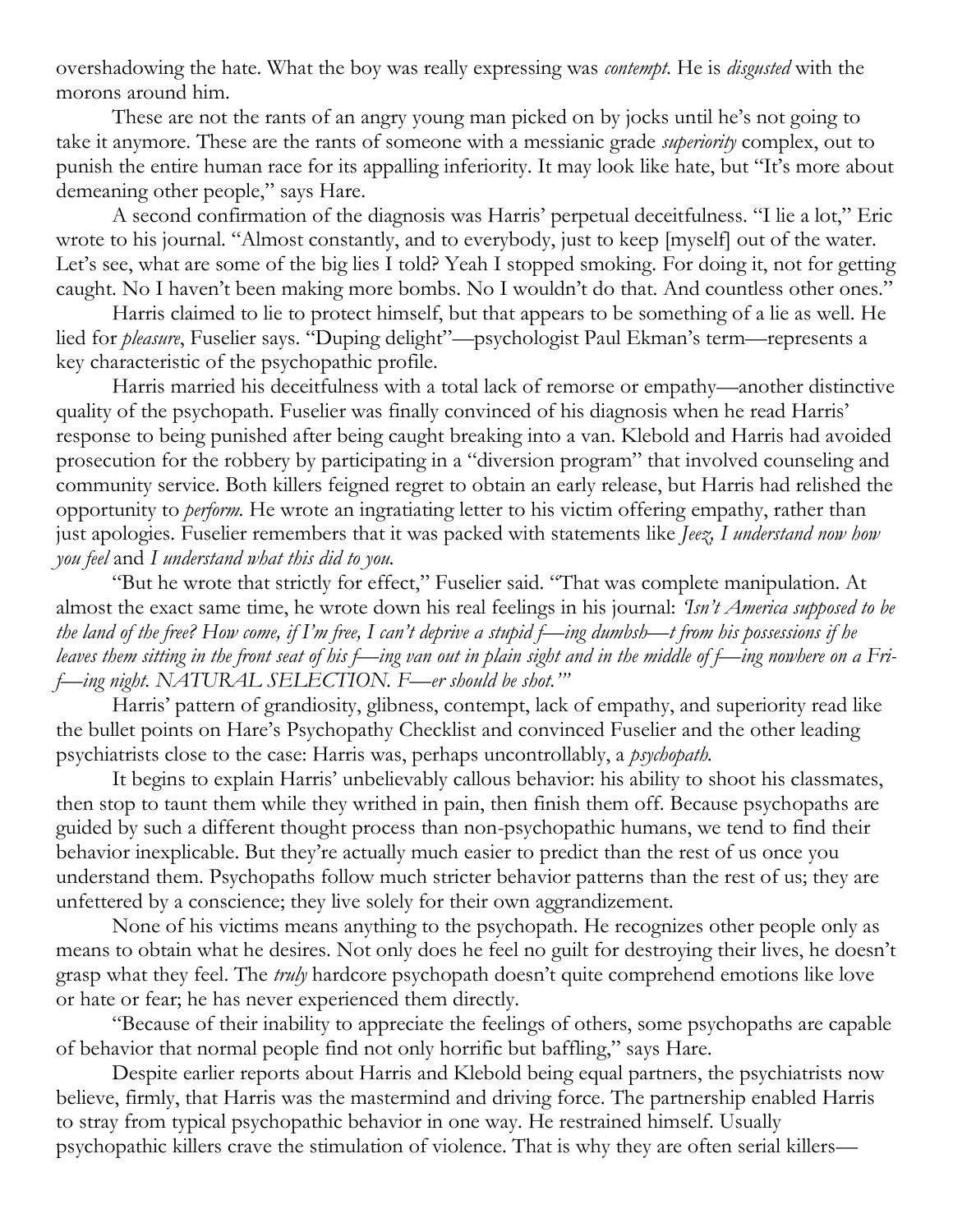overshadowing the hate. What the boy was really expressing was *contempt*. He is *disgusted* with the morons around him.

These are not the rants of an angry young man picked on by jocks until he's not going to take it anymore. These are the rants of someone with a messianic grade *superiority* complex, out to punish the entire human race for its appalling inferiority. It may look like hate, but "It's more about demeaning other people," says Hare.

A second confirmation of the diagnosis was Harris' perpetual deceitfulness. "I lie a lot," Eric wrote to his journal. "Almost constantly, and to everybody, just to keep [myself] out of the water. Let's see, what are some of the big lies I told? Yeah I stopped smoking. For doing it, not for getting caught. No I haven't been making more bombs. No I wouldn't do that. And countless other ones."

Harris claimed to lie to protect himself, but that appears to be something of a lie as well. He lied for *pleasure*, Fuselier says. "Duping delight"—psychologist Paul Ekman's term—represents a key characteristic of the psychopathic profile.

Harris married his deceitfulness with a total lack of remorse or empathy—another distinctive quality of the psychopath. Fuselier was finally convinced of his diagnosis when he read Harris' response to being punished after being caught breaking into a van. Klebold and Harris had avoided prosecution for the robbery by participating in a "diversion program" that involved counseling and community service. Both killers feigned regret to obtain an early release, but Harris had relished the opportunity to *perform.* He wrote an ingratiating letter to his victim offering empathy, rather than just apologies. Fuselier remembers that it was packed with statements like *Jeez, I understand now how you feel* and *I understand what this did to you.*

"But he wrote that strictly for effect," Fuselier said. "That was complete manipulation. At almost the exact same time, he wrote down his real feelings in his journal: *'Isn't America supposed to be the land of the free? How come, if I'm free, I can't deprive a stupid f—ing dumbsh—t from his possessions if he leaves them sitting in the front seat of his f—ing van out in plain sight and in the middle of f—ing nowhere on a Fri-f—ing night. NATURAL SELECTION. F—er should be shot.'"*

Harris' pattern of grandiosity, glibness, contempt, lack of empathy, and superiority read like the bullet points on Hare's Psychopathy Checklist and convinced Fuselier and the other leading psychiatrists close to the case: Harris was, perhaps uncontrollably, a *psychopath.*

It begins to explain Harris' unbelievably callous behavior: his ability to shoot his classmates, then stop to taunt them while they writhed in pain, then finish them off. Because psychopaths are guided by such a different thought process than non-psychopathic humans, we tend to find their behavior inexplicable. But they're actually much easier to predict than the rest of us once you understand them. Psychopaths follow much stricter behavior patterns than the rest of us; they are unfettered by a conscience; they live solely for their own aggrandizement.

None of his victims means anything to the psychopath. He recognizes other people only as means to obtain what he desires. Not only does he feel no guilt for destroying their lives, he doesn't grasp what they feel. The *truly* hardcore psychopath doesn't quite comprehend emotions like love or hate or fear; he has never experienced them directly.

"Because of their inability to appreciate the feelings of others, some psychopaths are capable of behavior that normal people find not only horrific but baffling," says Hare.

Despite earlier reports about Harris and Klebold being equal partners, the psychiatrists now believe, firmly, that Harris was the mastermind and driving force. The partnership enabled Harris to stray from typical psychopathic behavior in one way. He restrained himself. Usually psychopathic killers crave the stimulation of violence. That is why they are often serial killers—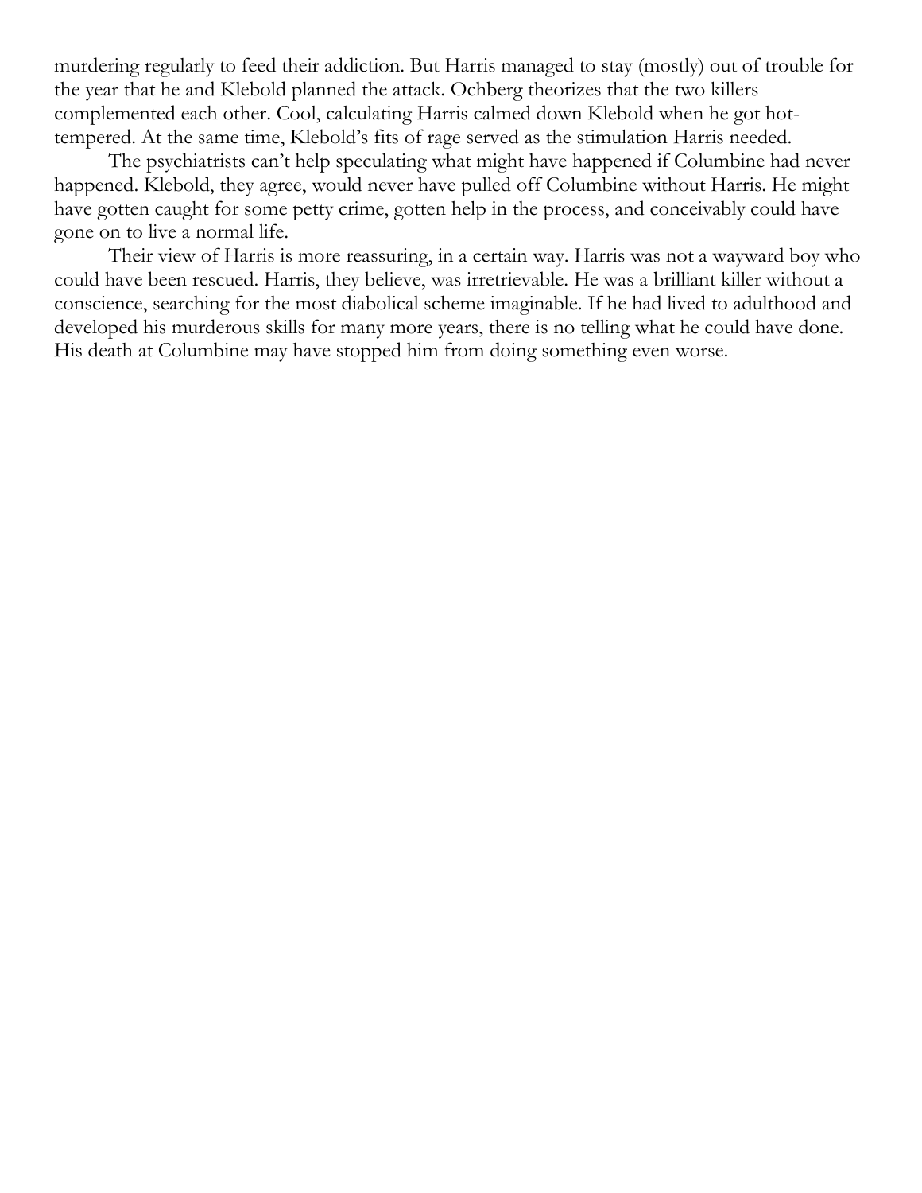murdering regularly to feed their addiction. But Harris managed to stay (mostly) out of trouble for the year that he and Klebold planned the attack. Ochberg theorizes that the two killers complemented each other. Cool, calculating Harris calmed down Klebold when he got hot-tempered. At the same time, Klebold's fits of rage served as the stimulation Harris needed.

The psychiatrists can't help speculating what might have happened if Columbine had never happened. Klebold, they agree, would never have pulled off Columbine without Harris. He might have gotten caught for some petty crime, gotten help in the process, and conceivably could have gone on to live a normal life.

Their view of Harris is more reassuring, in a certain way. Harris was not a wayward boy who could have been rescued. Harris, they believe, was irretrievable. He was a brilliant killer without a conscience, searching for the most diabolical scheme imaginable. If he had lived to adulthood and developed his murderous skills for many more years, there is no telling what he could have done. His death at Columbine may have stopped him from doing something even worse.